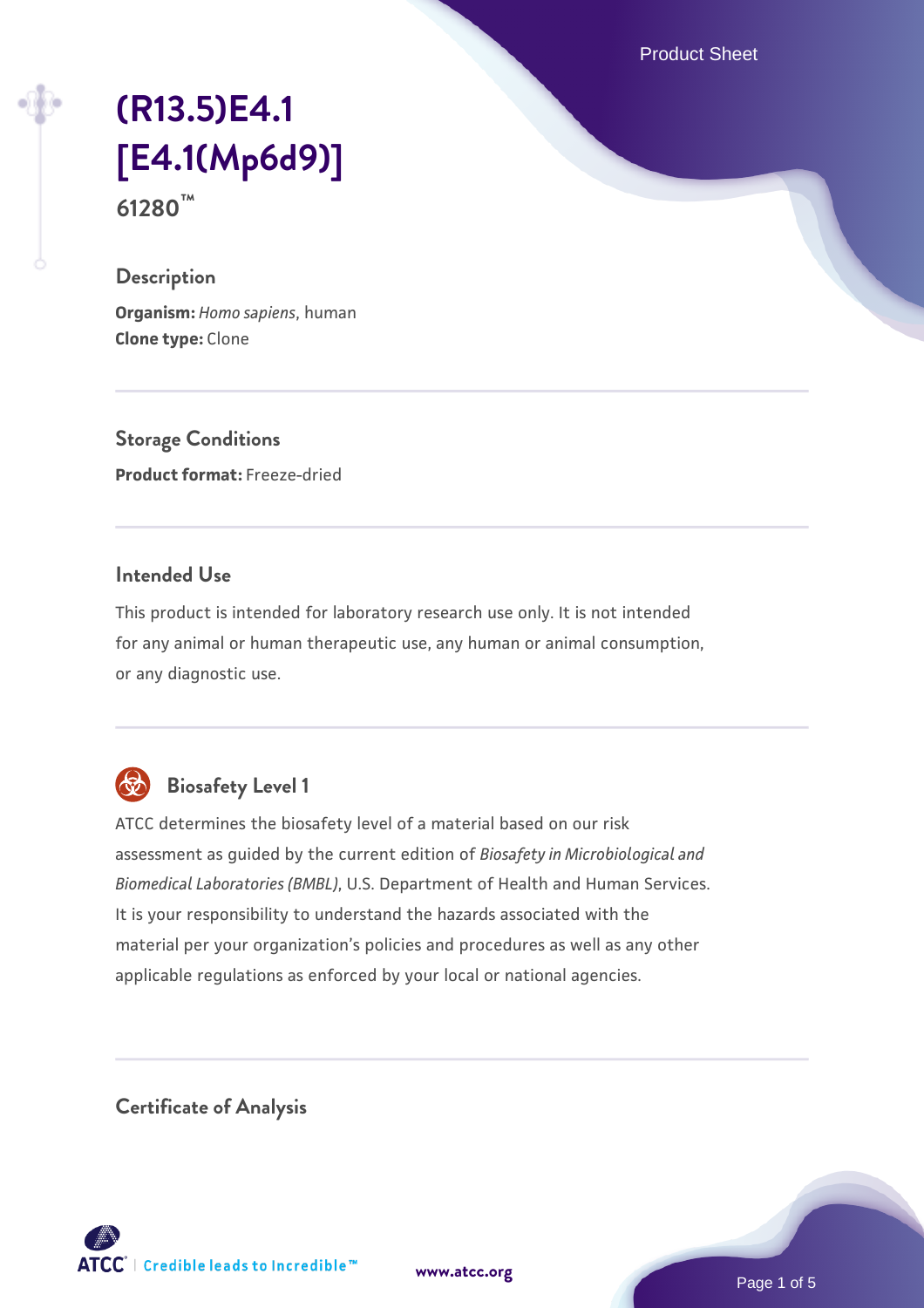# (R13.5)E4.1 [E4.1(Mp6d9)]

**61280™**

## Description

**Organism:** *Homo sapiens*, human
**Clone type:** Clone

## Storage Conditions

**Product format:** Freeze-dried

## Intended Use

This product is intended for laboratory research use only. It is not intended for any animal or human therapeutic use, any human or animal consumption, or any diagnostic use.

## Biosafety Level 1

ATCC determines the biosafety level of a material based on our risk assessment as guided by the current edition of *Biosafety in Microbiological and Biomedical Laboratories (BMBL)*, U.S. Department of Health and Human Services. It is your responsibility to understand the hazards associated with the material per your organization's policies and procedures as well as any other applicable regulations as enforced by your local or national agencies.

## Certificate of Analysis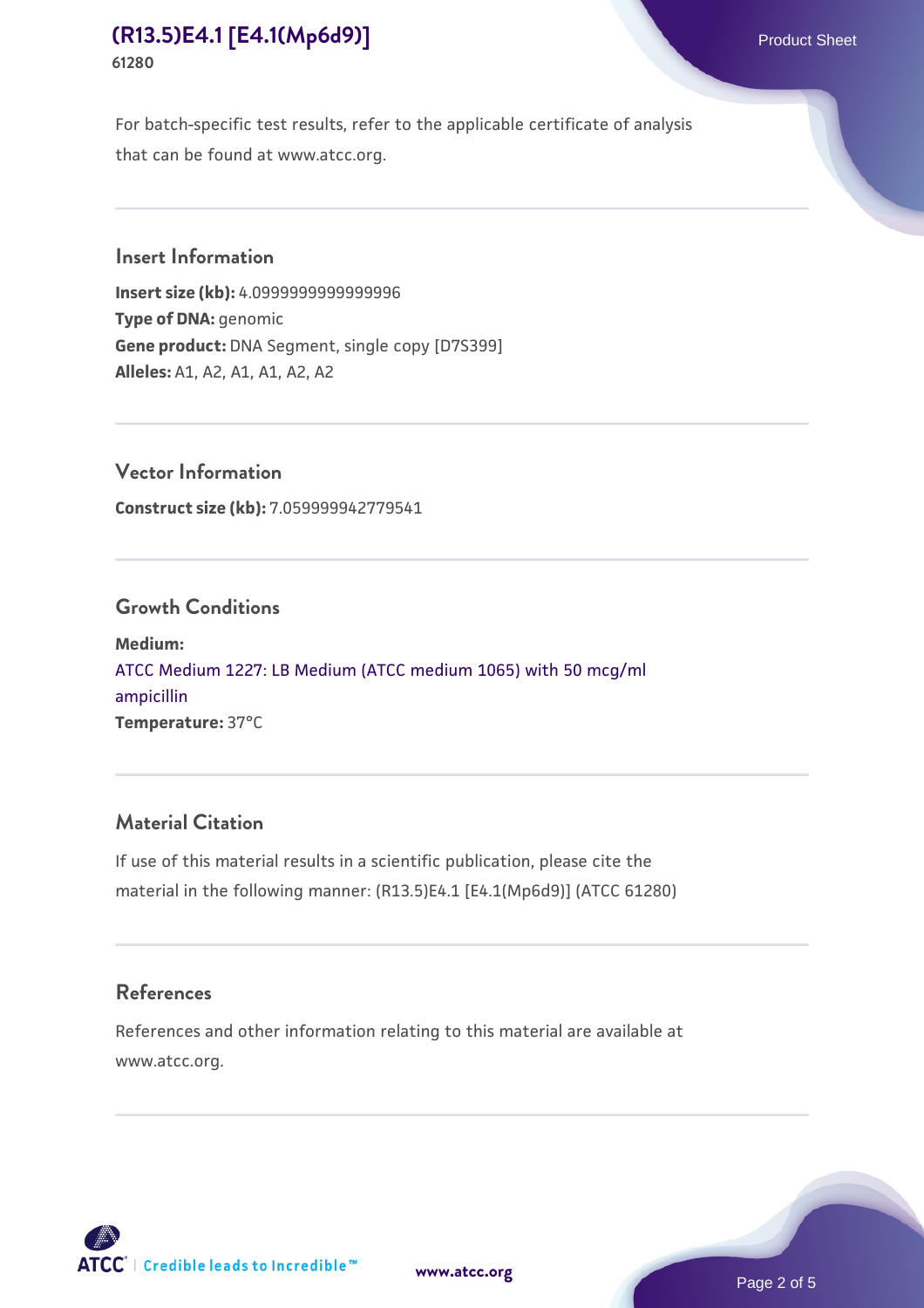For batch-specific test results, refer to the applicable certificate of analysis that can be found at www.atcc.org.

## Insert Information

**Insert size (kb):** 4.0999999999999996
**Type of DNA:** genomic
**Gene product:** DNA Segment, single copy [D7S399]
**Alleles:** A1, A2, A1, A1, A2, A2

## Vector Information

**Construct size (kb):** 7.059999942779541

## Growth Conditions

**Medium:**
ATCC Medium 1227: LB Medium (ATCC medium 1065) with 50 mcg/ml ampicillin
**Temperature:** 37°C

## Material Citation

If use of this material results in a scientific publication, please cite the material in the following manner: (R13.5)E4.1 [E4.1(Mp6d9)] (ATCC 61280)

## References

References and other information relating to this material are available at www.atcc.org.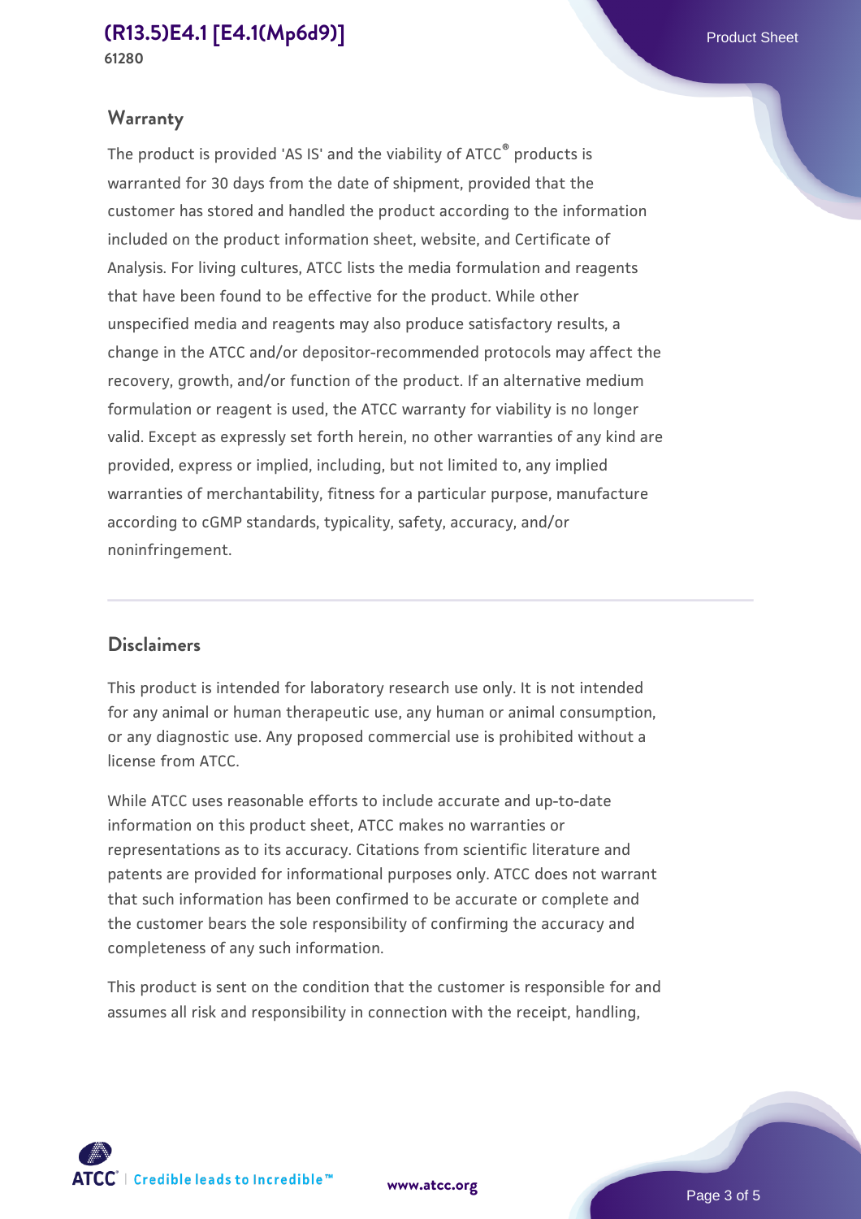## Warranty

The product is provided 'AS IS' and the viability of ATCC® products is warranted for 30 days from the date of shipment, provided that the customer has stored and handled the product according to the information included on the product information sheet, website, and Certificate of Analysis. For living cultures, ATCC lists the media formulation and reagents that have been found to be effective for the product. While other unspecified media and reagents may also produce satisfactory results, a change in the ATCC and/or depositor-recommended protocols may affect the recovery, growth, and/or function of the product. If an alternative medium formulation or reagent is used, the ATCC warranty for viability is no longer valid. Except as expressly set forth herein, no other warranties of any kind are provided, express or implied, including, but not limited to, any implied warranties of merchantability, fitness for a particular purpose, manufacture according to cGMP standards, typicality, safety, accuracy, and/or noninfringement.

## Disclaimers

This product is intended for laboratory research use only. It is not intended for any animal or human therapeutic use, any human or animal consumption, or any diagnostic use. Any proposed commercial use is prohibited without a license from ATCC.

While ATCC uses reasonable efforts to include accurate and up-to-date information on this product sheet, ATCC makes no warranties or representations as to its accuracy. Citations from scientific literature and patents are provided for informational purposes only. ATCC does not warrant that such information has been confirmed to be accurate or complete and the customer bears the sole responsibility of confirming the accuracy and completeness of any such information.

This product is sent on the condition that the customer is responsible for and assumes all risk and responsibility in connection with the receipt, handling,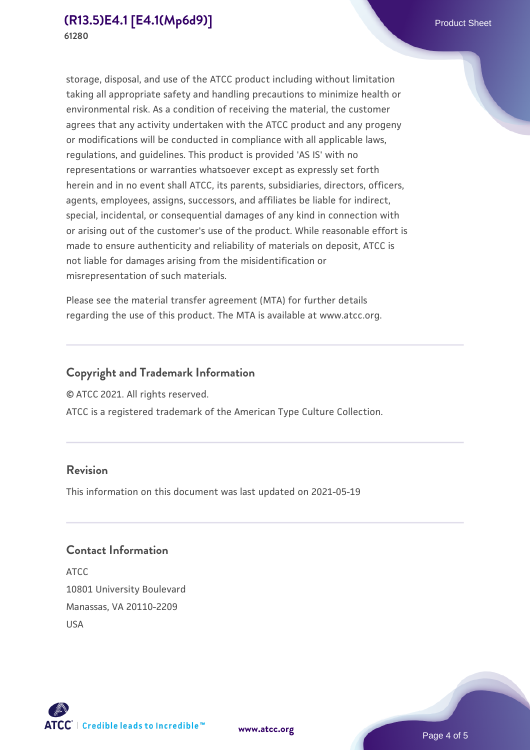storage, disposal, and use of the ATCC product including without limitation taking all appropriate safety and handling precautions to minimize health or environmental risk. As a condition of receiving the material, the customer agrees that any activity undertaken with the ATCC product and any progeny or modifications will be conducted in compliance with all applicable laws, regulations, and guidelines. This product is provided 'AS IS' with no representations or warranties whatsoever except as expressly set forth herein and in no event shall ATCC, its parents, subsidiaries, directors, officers, agents, employees, assigns, successors, and affiliates be liable for indirect, special, incidental, or consequential damages of any kind in connection with or arising out of the customer's use of the product. While reasonable effort is made to ensure authenticity and reliability of materials on deposit, ATCC is not liable for damages arising from the misidentification or misrepresentation of such materials.

Please see the material transfer agreement (MTA) for further details regarding the use of this product. The MTA is available at www.atcc.org.

## Copyright and Trademark Information

© ATCC 2021. All rights reserved.

ATCC is a registered trademark of the American Type Culture Collection.

## Revision

This information on this document was last updated on 2021-05-19

## Contact Information

ATCC
10801 University Boulevard
Manassas, VA 20110-2209
USA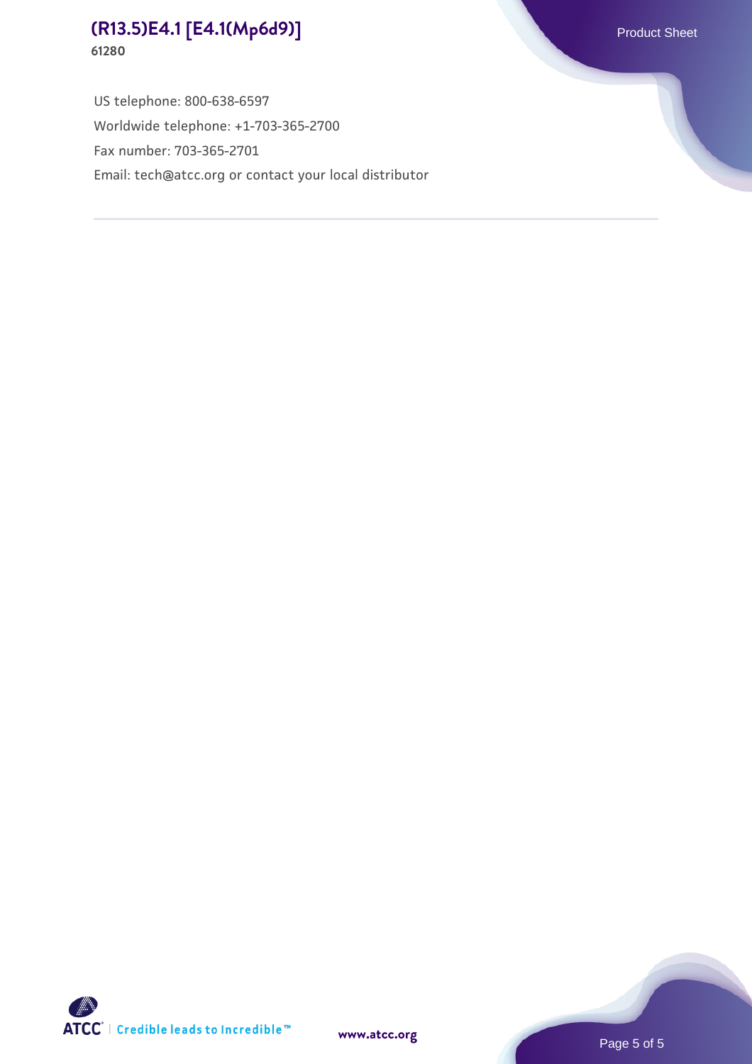US telephone: 800-638-6597

Worldwide telephone: +1-703-365-2700

Fax number: 703-365-2701

Email: tech@atcc.org or contact your local distributor